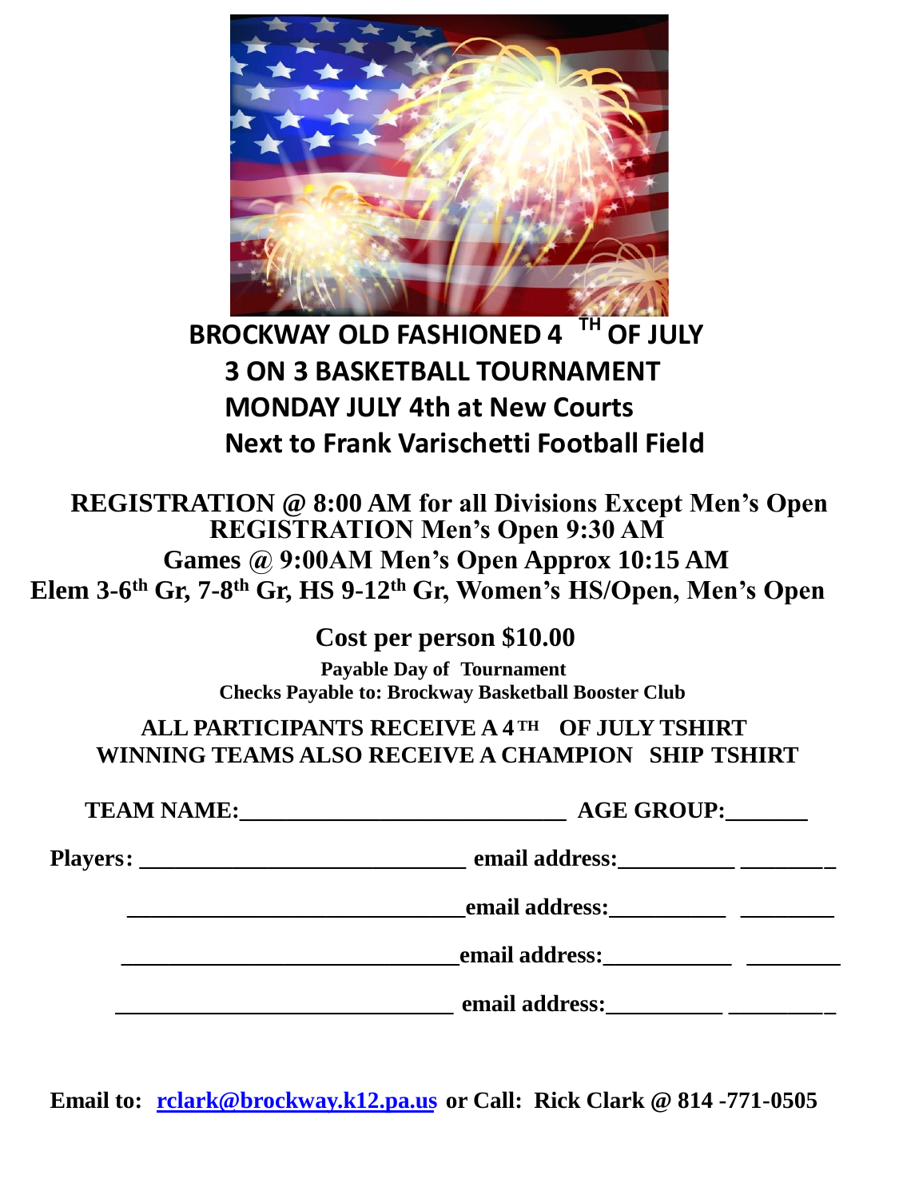# BROCKWAY OLD FASHIONED 4 TH OF JULY
## 3 ON 3 BASKETBALL TOURNAMENT
## MONDAY JULY 4th at New Courts
## Next to Frank Varischetti Football Field

**REGISTRATION @ 8:00 AM for all Divisions Except Men's Open**
**REGISTRATION Men's Open 9:30 AM**
**Games @ 9:00AM Men's Open Approx 10:15 AM**
**Elem 3-6th Gr, 7-8th Gr, HS 9-12th Gr, Women's HS/Open, Men's Open**

**Cost per person $10.00**

**Payable Day of Tournament**
**Checks Payable to: Brockway Basketball Booster Club**

**ALL PARTICIPANTS RECEIVE A 4TH OF JULY TSHIRT**
**WINNING TEAMS ALSO RECEIVE A CHAMPION SHIP TSHIRT**

**TEAM NAME:_____________________________ AGE GROUP:_______**

**Players: _____________________________ email address:__________ ________**

**_____________________________ email address:__________ ________**

**_____________________________ email address:__________ ________**

**_____________________________ email address:__________ _________**

**Email to: rclark@brockway.k12.pa.us or Call: Rick Clark @ 814 -771-0505**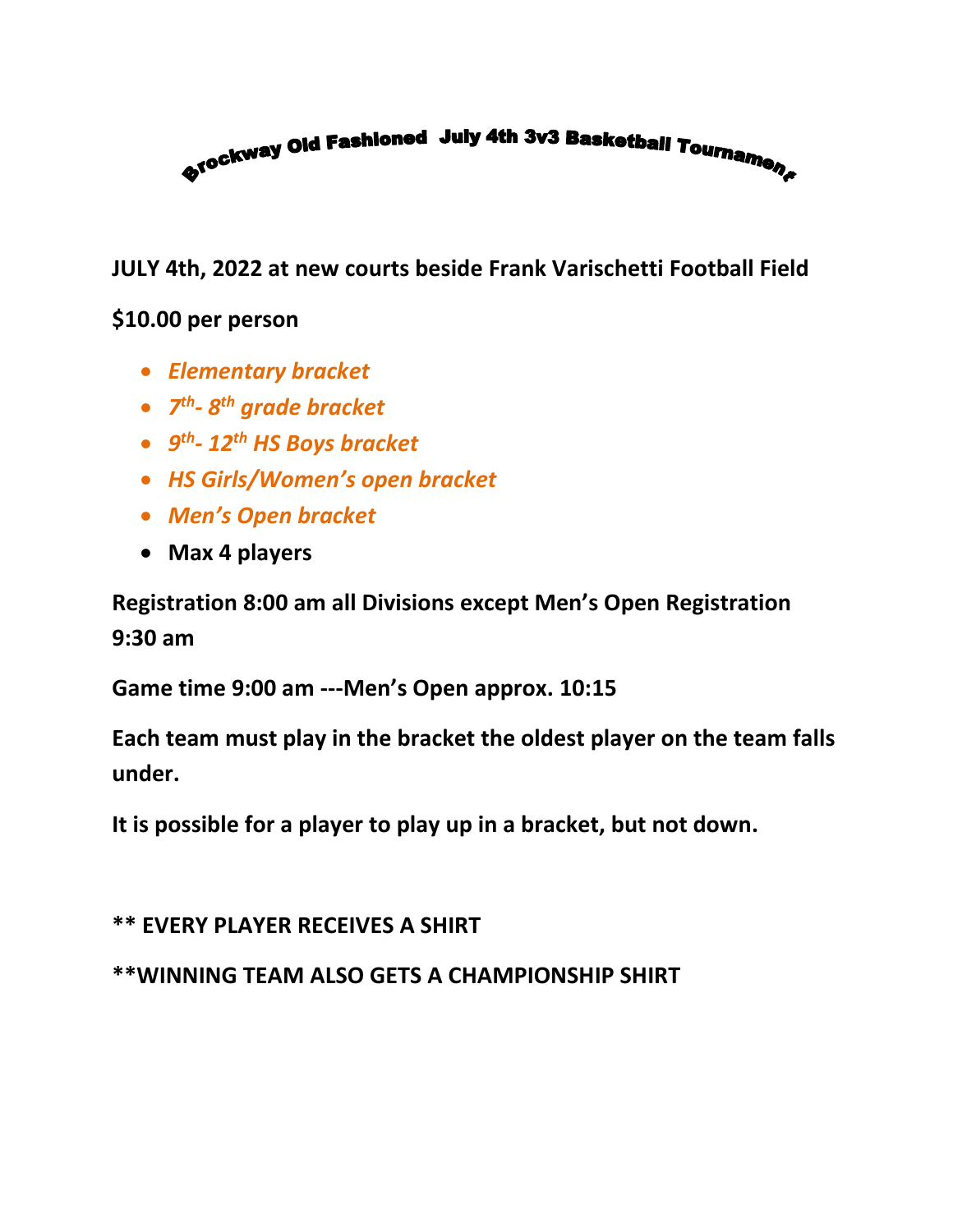# Brockway Old Fashioned July 4th 3v3 Basketball Tournament

**JULY 4th, 2022 at new courts beside Frank Varischetti Football Field**

**$10.00 per person**

- ***Elementary bracket***
- ***7th- 8th grade bracket***
- ***9th- 12th HS Boys bracket***
- ***HS Girls/Women's open bracket***
- ***Men's Open bracket***
- **Max 4 players**

**Registration 8:00 am all Divisions except Men's Open Registration 9:30 am**

**Game time 9:00 am ---Men's Open approx. 10:15**

**Each team must play in the bracket the oldest player on the team falls under.**

**It is possible for a player to play up in a bracket, but not down.**

**** EVERY PLAYER RECEIVES A SHIRT**

****WINNING TEAM ALSO GETS A CHAMPIONSHIP SHIRT**